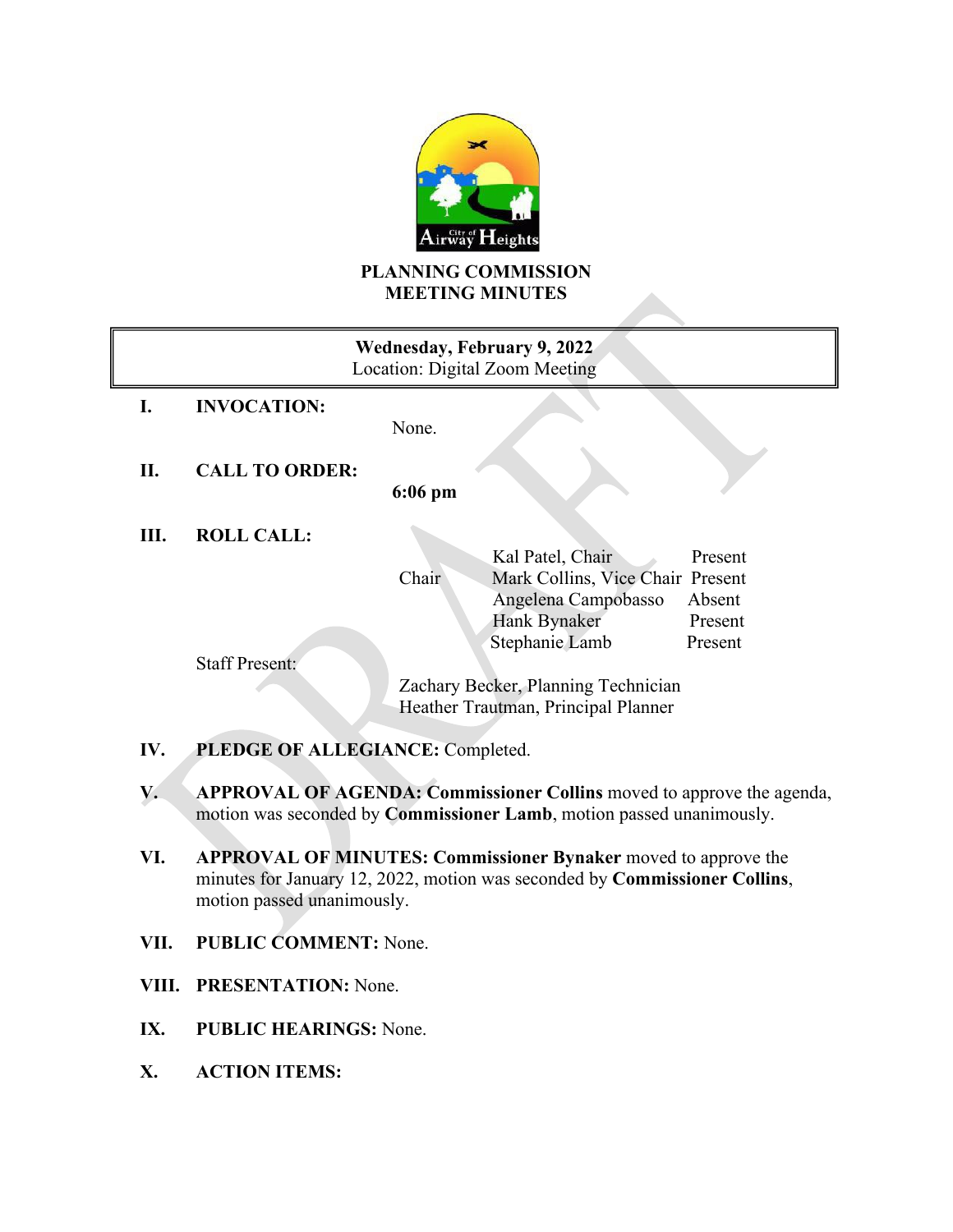# PLANNING COMMISSION
# MEETING MINUTES

**Wednesday, February 9, 2022**
Location: Digital Zoom Meeting

**I. INVOCATION:**

None.

**II. CALL TO ORDER:**

**6:06 pm**

**III. ROLL CALL:**

| | | |
|---|---|---|
| | Kal Patel, Chair | Present |
| Chair | Mark Collins, Vice Chair | Present |
| | Angelena Campobasso | Absent |
| | Hank Bynaker | Present |
| | Stephanie Lamb | Present |

Staff Present:

Zachary Becker, Planning Technician
Heather Trautman, Principal Planner

**IV. PLEDGE OF ALLEGIANCE:** Completed.

**V. APPROVAL OF AGENDA: Commissioner Collins** moved to approve the agenda, motion was seconded by **Commissioner Lamb**, motion passed unanimously.

**VI. APPROVAL OF MINUTES: Commissioner Bynaker** moved to approve the minutes for January 12, 2022, motion was seconded by **Commissioner Collins**, motion passed unanimously.

**VII. PUBLIC COMMENT:** None.

**VIII. PRESENTATION:** None.

**IX. PUBLIC HEARINGS:** None.

**X. ACTION ITEMS:**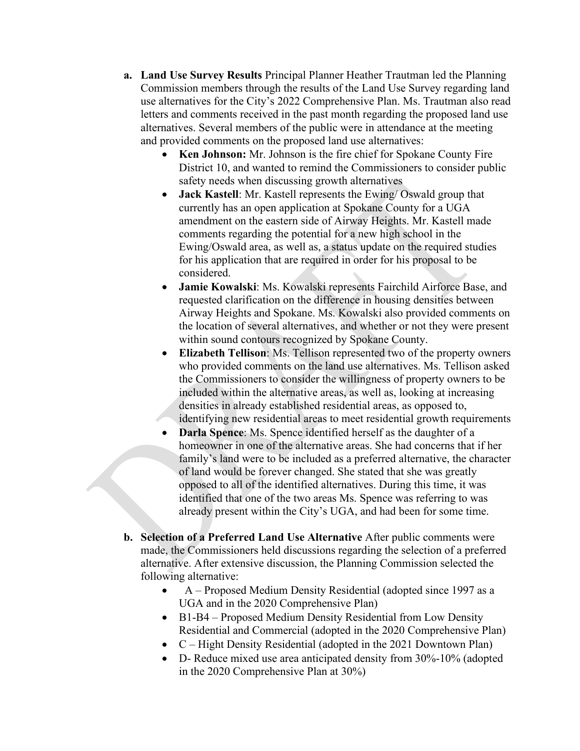a. **Land Use Survey Results** Principal Planner Heather Trautman led the Planning Commission members through the results of the Land Use Survey regarding land use alternatives for the City's 2022 Comprehensive Plan. Ms. Trautman also read letters and comments received in the past month regarding the proposed land use alternatives. Several members of the public were in attendance at the meeting and provided comments on the proposed land use alternatives:
   - **Ken Johnson:** Mr. Johnson is the fire chief for Spokane County Fire District 10, and wanted to remind the Commissioners to consider public safety needs when discussing growth alternatives
   - **Jack Kastell**: Mr. Kastell represents the Ewing/ Oswald group that currently has an open application at Spokane County for a UGA amendment on the eastern side of Airway Heights. Mr. Kastell made comments regarding the potential for a new high school in the Ewing/Oswald area, as well as, a status update on the required studies for his application that are required in order for his proposal to be considered.
   - **Jamie Kowalski**: Ms. Kowalski represents Fairchild Airforce Base, and requested clarification on the difference in housing densities between Airway Heights and Spokane. Ms. Kowalski also provided comments on the location of several alternatives, and whether or not they were present within sound contours recognized by Spokane County.
   - **Elizabeth Tellison**: Ms. Tellison represented two of the property owners who provided comments on the land use alternatives. Ms. Tellison asked the Commissioners to consider the willingness of property owners to be included within the alternative areas, as well as, looking at increasing densities in already established residential areas, as opposed to, identifying new residential areas to meet residential growth requirements
   - **Darla Spence**: Ms. Spence identified herself as the daughter of a homeowner in one of the alternative areas. She had concerns that if her family's land were to be included as a preferred alternative, the character of land would be forever changed. She stated that she was greatly opposed to all of the identified alternatives. During this time, it was identified that one of the two areas Ms. Spence was referring to was already present within the City's UGA, and had been for some time.

b. **Selection of a Preferred Land Use Alternative** After public comments were made, the Commissioners held discussions regarding the selection of a preferred alternative. After extensive discussion, the Planning Commission selected the following alternative:
   - A – Proposed Medium Density Residential (adopted since 1997 as a UGA and in the 2020 Comprehensive Plan)
   - B1-B4 – Proposed Medium Density Residential from Low Density Residential and Commercial (adopted in the 2020 Comprehensive Plan)
   - C – Hight Density Residential (adopted in the 2021 Downtown Plan)
   - D- Reduce mixed use area anticipated density from 30%-10% (adopted in the 2020 Comprehensive Plan at 30%)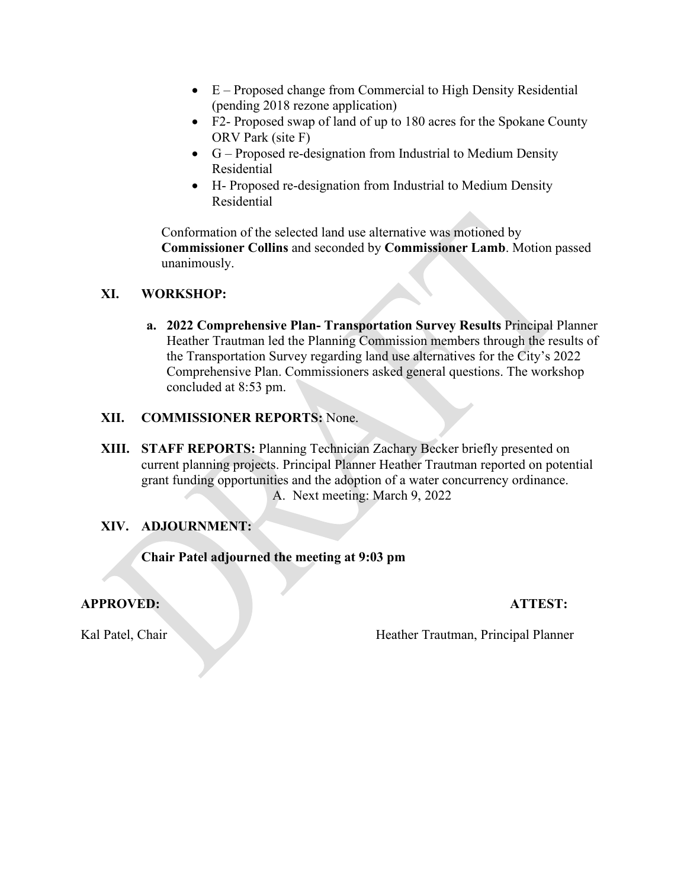- E – Proposed change from Commercial to High Density Residential (pending 2018 rezone application)
- F2- Proposed swap of land of up to 180 acres for the Spokane County ORV Park (site F)
- G – Proposed re-designation from Industrial to Medium Density Residential
- H- Proposed re-designation from Industrial to Medium Density Residential

Conformation of the selected land use alternative was motioned by **Commissioner Collins** and seconded by **Commissioner Lamb**. Motion passed unanimously.

## XI. WORKSHOP:

**a. 2022 Comprehensive Plan- Transportation Survey Results** Principal Planner Heather Trautman led the Planning Commission members through the results of the Transportation Survey regarding land use alternatives for the City's 2022 Comprehensive Plan. Commissioners asked general questions. The workshop concluded at 8:53 pm.

## XII. COMMISSIONER REPORTS: None.

## XIII. STAFF REPORTS: Planning Technician Zachary Becker briefly presented on current planning projects. Principal Planner Heather Trautman reported on potential grant funding opportunities and the adoption of a water concurrency ordinance.

A. Next meeting: March 9, 2022

## XIV. ADJOURNMENT:

**Chair Patel adjourned the meeting at 9:03 pm**

**APPROVED:** **ATTEST:**

Kal Patel, Chair Heather Trautman, Principal Planner